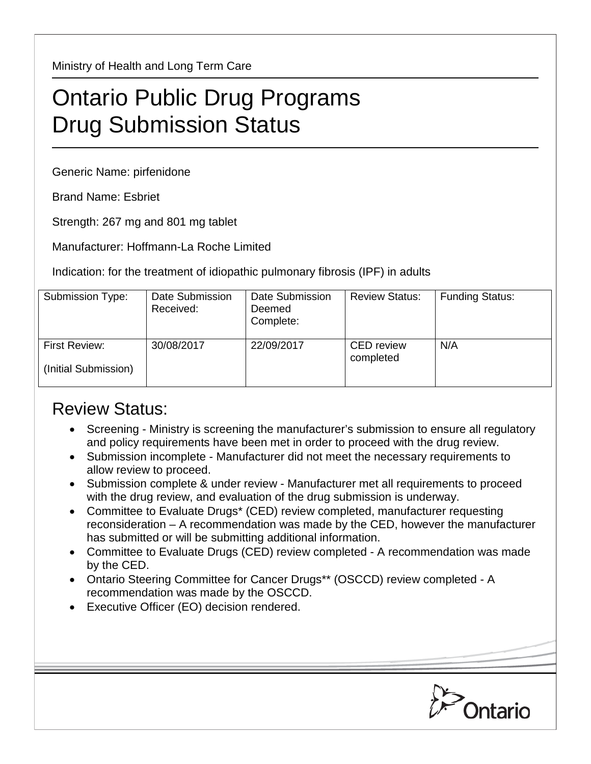Ministry of Health and Long Term Care

# Ontario Public Drug Programs
# Drug Submission Status

Generic Name: pirfenidone

Brand Name: Esbriet

Strength: 267 mg and 801 mg tablet

Manufacturer: Hoffmann-La Roche Limited

Indication: for the treatment of idiopathic pulmonary fibrosis (IPF) in adults

| Submission Type: | Date Submission Received: | Date Submission Deemed Complete: | Review Status: | Funding Status: |
|---|---|---|---|---|
| First Review: (Initial Submission) | 30/08/2017 | 22/09/2017 | CED review completed | N/A |

## Review Status:

- Screening - Ministry is screening the manufacturer's submission to ensure all regulatory and policy requirements have been met in order to proceed with the drug review.
- Submission incomplete - Manufacturer did not meet the necessary requirements to allow review to proceed.
- Submission complete & under review - Manufacturer met all requirements to proceed with the drug review, and evaluation of the drug submission is underway.
- Committee to Evaluate Drugs* (CED) review completed, manufacturer requesting reconsideration – A recommendation was made by the CED, however the manufacturer has submitted or will be submitting additional information.
- Committee to Evaluate Drugs (CED) review completed - A recommendation was made by the CED.
- Ontario Steering Committee for Cancer Drugs** (OSCCD) review completed - A recommendation was made by the OSCCD.
- Executive Officer (EO) decision rendered.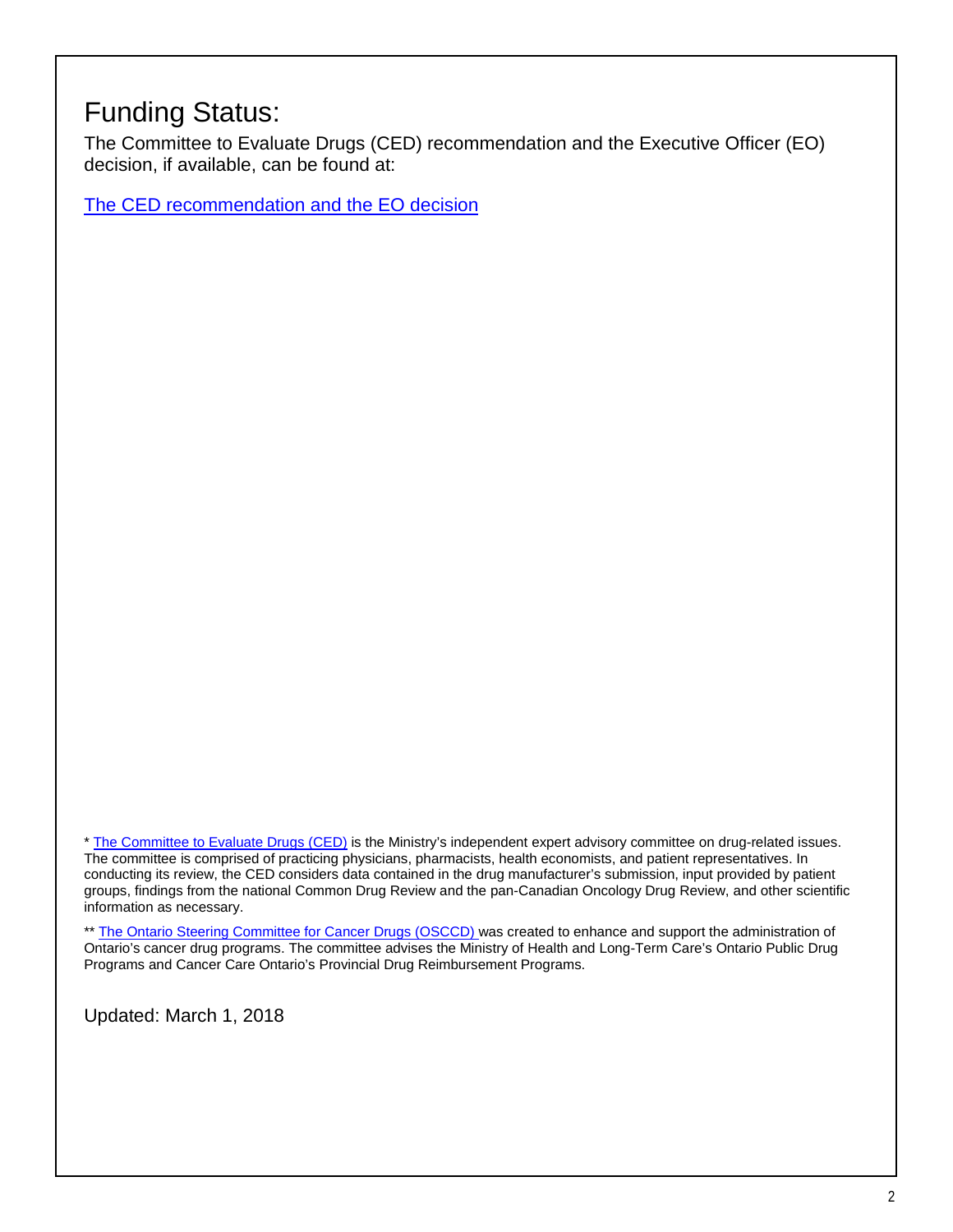# Funding Status:

The Committee to Evaluate Drugs (CED) recommendation and the Executive Officer (EO) decision, if available, can be found at:

The CED recommendation and the EO decision

* The Committee to Evaluate Drugs (CED) is the Ministry's independent expert advisory committee on drug-related issues. The committee is comprised of practicing physicians, pharmacists, health economists, and patient representatives. In conducting its review, the CED considers data contained in the drug manufacturer's submission, input provided by patient groups, findings from the national Common Drug Review and the pan-Canadian Oncology Drug Review, and other scientific information as necessary.

** The Ontario Steering Committee for Cancer Drugs (OSCCD) was created to enhance and support the administration of Ontario's cancer drug programs. The committee advises the Ministry of Health and Long-Term Care's Ontario Public Drug Programs and Cancer Care Ontario's Provincial Drug Reimbursement Programs.

Updated: March 1, 2018